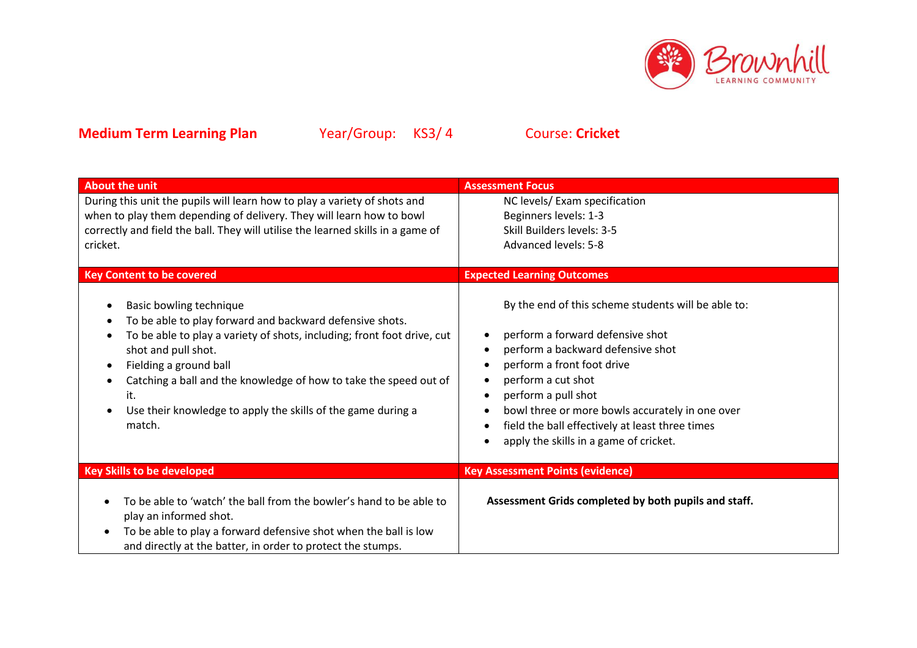Brownhill LEARNING COMMUNITY

**Medium Term Learning Plan** Year/Group: KS3/ 4 Course: **Cricket**

| About the unit | Assessment Focus |
|---|---|
| During this unit the pupils will learn how to play a variety of shots and when to play them depending of delivery. They will learn how to bowl correctly and field the ball. They will utilise the learned skills in a game of cricket. | NC levels/ Exam specification<br>Beginners levels: 1-3<br>Skill Builders levels: 3-5<br>Advanced levels: 5-8 |
| **Key Content to be covered** | **Expected Learning Outcomes** |
| • Basic bowling technique<br>• To be able to play forward and backward defensive shots.<br>• To be able to play a variety of shots, including; front foot drive, cut shot and pull shot.<br>• Fielding a ground ball<br>• Catching a ball and the knowledge of how to take the speed out of it.<br>• Use their knowledge to apply the skills of the game during a match. | By the end of this scheme students will be able to:<br>• perform a forward defensive shot<br>• perform a backward defensive shot<br>• perform a front foot drive<br>• perform a cut shot<br>• perform a pull shot<br>• bowl three or more bowls accurately in one over<br>• field the ball effectively at least three times<br>• apply the skills in a game of cricket. |
| **Key Skills to be developed** | **Key Assessment Points (evidence)** |
| • To be able to 'watch' the ball from the bowler's hand to be able to play an informed shot.<br>• To be able to play a forward defensive shot when the ball is low and directly at the batter, in order to protect the stumps. | **Assessment Grids completed by both pupils and staff.** |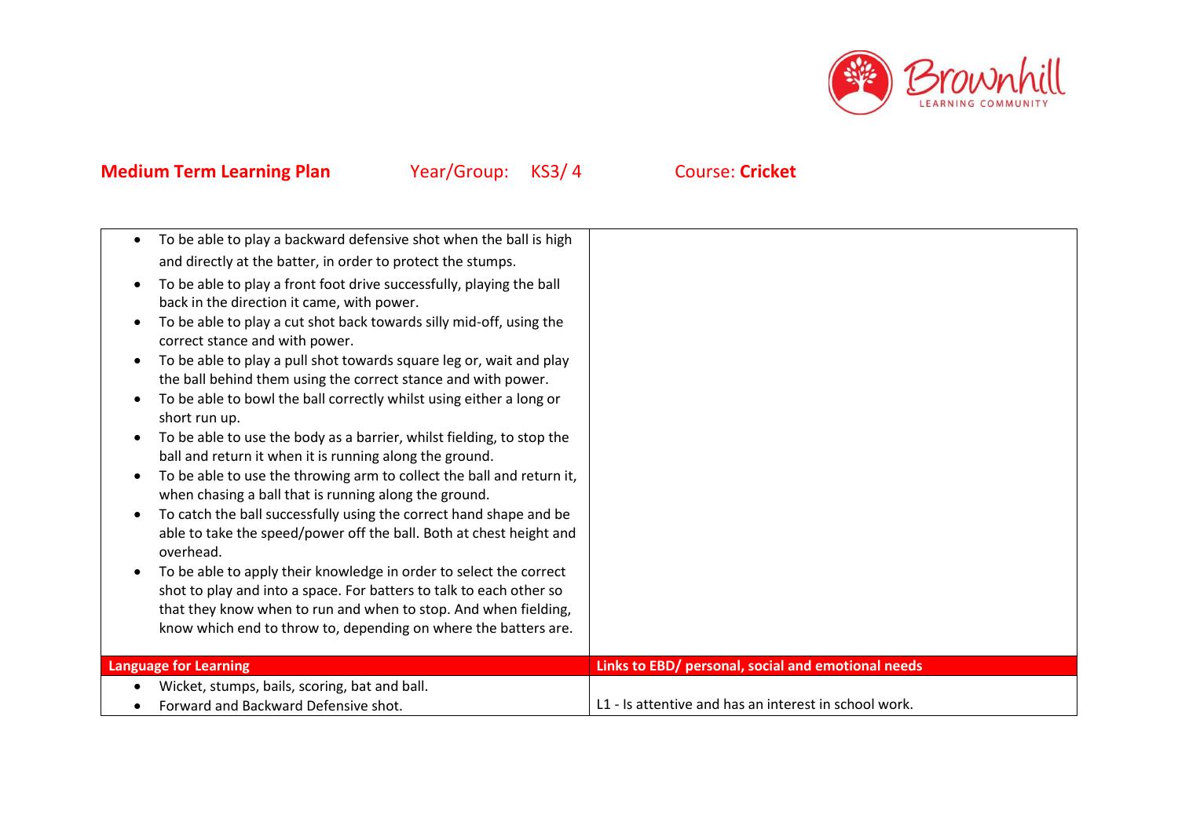**Medium Term Learning Plan** Year/Group: KS3/ 4 Course: **Cricket**

| | |
|---|---|
| • To be able to play a backward defensive shot when the ball is high and directly at the batter, in order to protect the stumps.<br>• To be able to play a front foot drive successfully, playing the ball back in the direction it came, with power.<br>• To be able to play a cut shot back towards silly mid-off, using the correct stance and with power.<br>• To be able to play a pull shot towards square leg or, wait and play the ball behind them using the correct stance and with power.<br>• To be able to bowl the ball correctly whilst using either a long or short run up.<br>• To be able to use the body as a barrier, whilst fielding, to stop the ball and return it when it is running along the ground.<br>• To be able to use the throwing arm to collect the ball and return it, when chasing a ball that is running along the ground.<br>• To catch the ball successfully using the correct hand shape and be able to take the speed/power off the ball. Both at chest height and overhead.<br>• To be able to apply their knowledge in order to select the correct shot to play and into a space. For batters to talk to each other so that they know when to run and when to stop. And when fielding, know which end to throw to, depending on where the batters are. | |
| **Language for Learning** | **Links to EBD/ personal, social and emotional needs** |
| • Wicket, stumps, bails, scoring, bat and ball.<br>• Forward and Backward Defensive shot. | L1 - Is attentive and has an interest in school work. |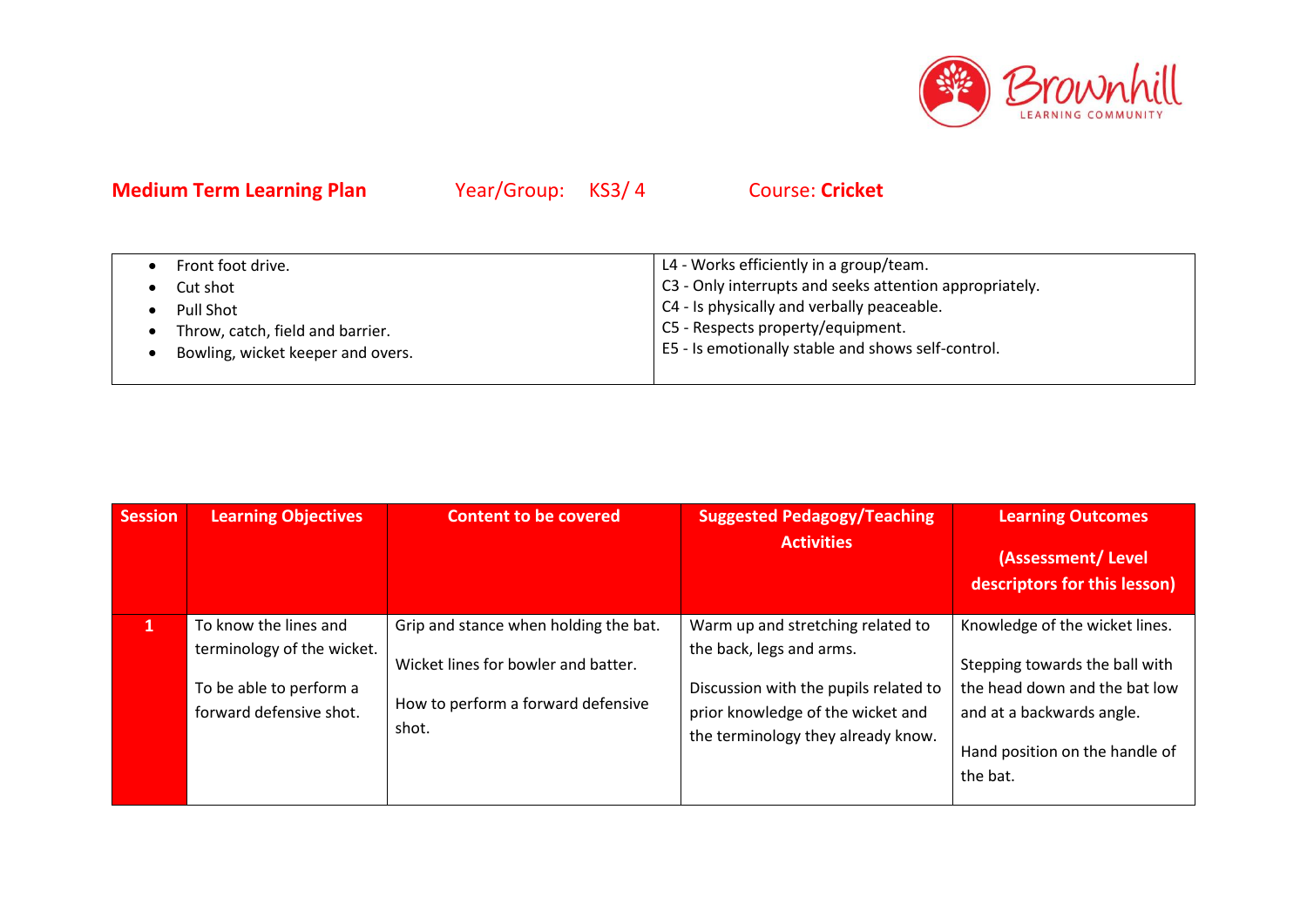**Medium Term Learning Plan** Year/Group: KS3/ 4 Course: **Cricket**

| | |
|---|---|
| • Front foot drive.<br>• Cut shot<br>• Pull Shot<br>• Throw, catch, field and barrier.<br>• Bowling, wicket keeper and overs. | L4 - Works efficiently in a group/team.<br>C3 - Only interrupts and seeks attention appropriately.<br>C4 - Is physically and verbally peaceable.<br>C5 - Respects property/equipment.<br>E5 - Is emotionally stable and shows self-control. |

| Session | Learning Objectives | Content to be covered | Suggested Pedagogy/Teaching Activities | Learning Outcomes (Assessment/ Level descriptors for this lesson) |
|---|---|---|---|---|
| **1** | To know the lines and terminology of the wicket.<br><br>To be able to perform a forward defensive shot. | Grip and stance when holding the bat.<br><br>Wicket lines for bowler and batter.<br><br>How to perform a forward defensive shot. | Warm up and stretching related to the back, legs and arms.<br><br>Discussion with the pupils related to prior knowledge of the wicket and the terminology they already know. | Knowledge of the wicket lines.<br><br>Stepping towards the ball with the head down and the bat low and at a backwards angle.<br><br>Hand position on the handle of the bat. |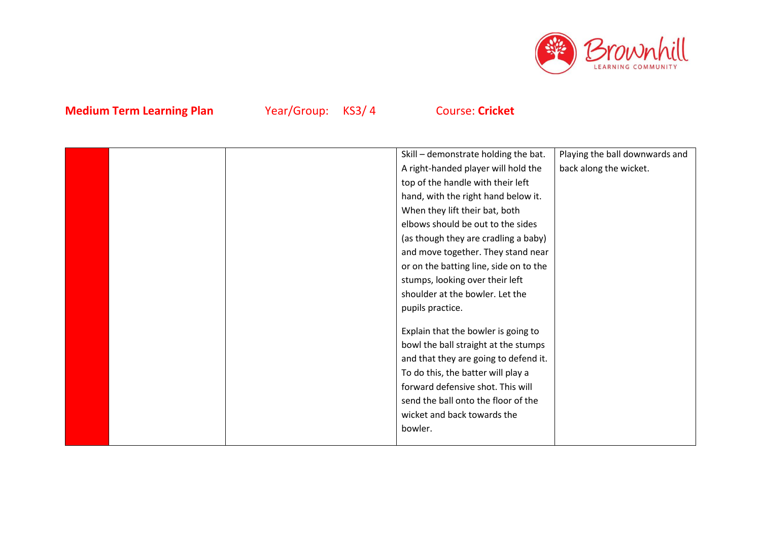**Medium Term Learning Plan** Year/Group: KS3/ 4 Course: **Cricket**

| | | | | |
|---|---|---|---|---|
| | | | Skill – demonstrate holding the bat. A right-handed player will hold the top of the handle with their left hand, with the right hand below it. When they lift their bat, both elbows should be out to the sides (as though they are cradling a baby) and move together. They stand near or on the batting line, side on to the stumps, looking over their left shoulder at the bowler. Let the pupils practice.<br><br>Explain that the bowler is going to bowl the ball straight at the stumps and that they are going to defend it. To do this, the batter will play a forward defensive shot. This will send the ball onto the floor of the wicket and back towards the bowler. | Playing the ball downwards and back along the wicket. |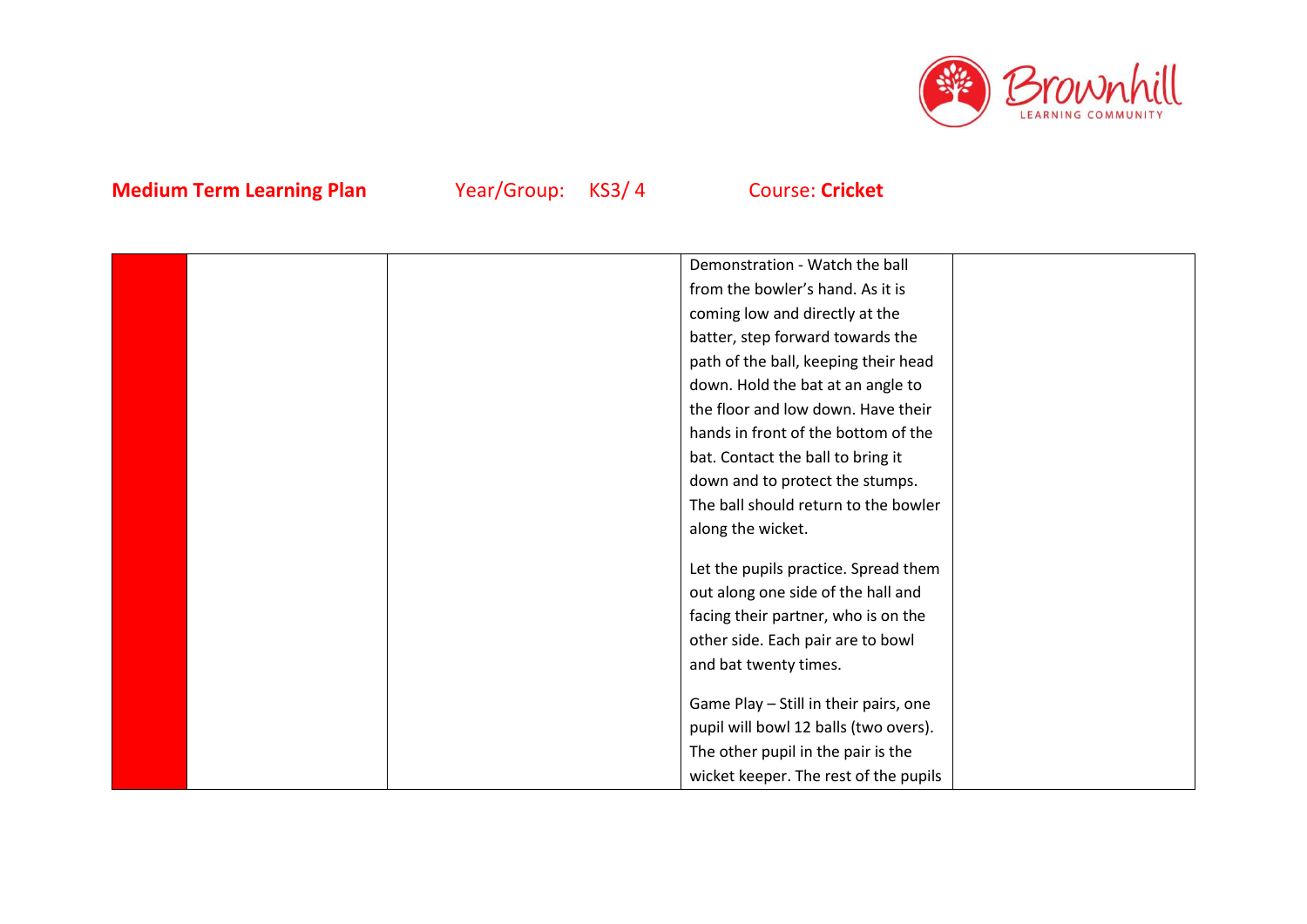**Medium Term Learning Plan** Year/Group: KS3/ 4 Course: **Cricket**

| | | | | |
|---|---|---|---|---|
| | | | Demonstration - Watch the ball from the bowler's hand. As it is coming low and directly at the batter, step forward towards the path of the ball, keeping their head down. Hold the bat at an angle to the floor and low down. Have their hands in front of the bottom of the bat. Contact the ball to bring it down and to protect the stumps. The ball should return to the bowler along the wicket.<br><br>Let the pupils practice. Spread them out along one side of the hall and facing their partner, who is on the other side. Each pair are to bowl and bat twenty times.<br><br>Game Play – Still in their pairs, one pupil will bowl 12 balls (two overs). The other pupil in the pair is the wicket keeper. The rest of the pupils | |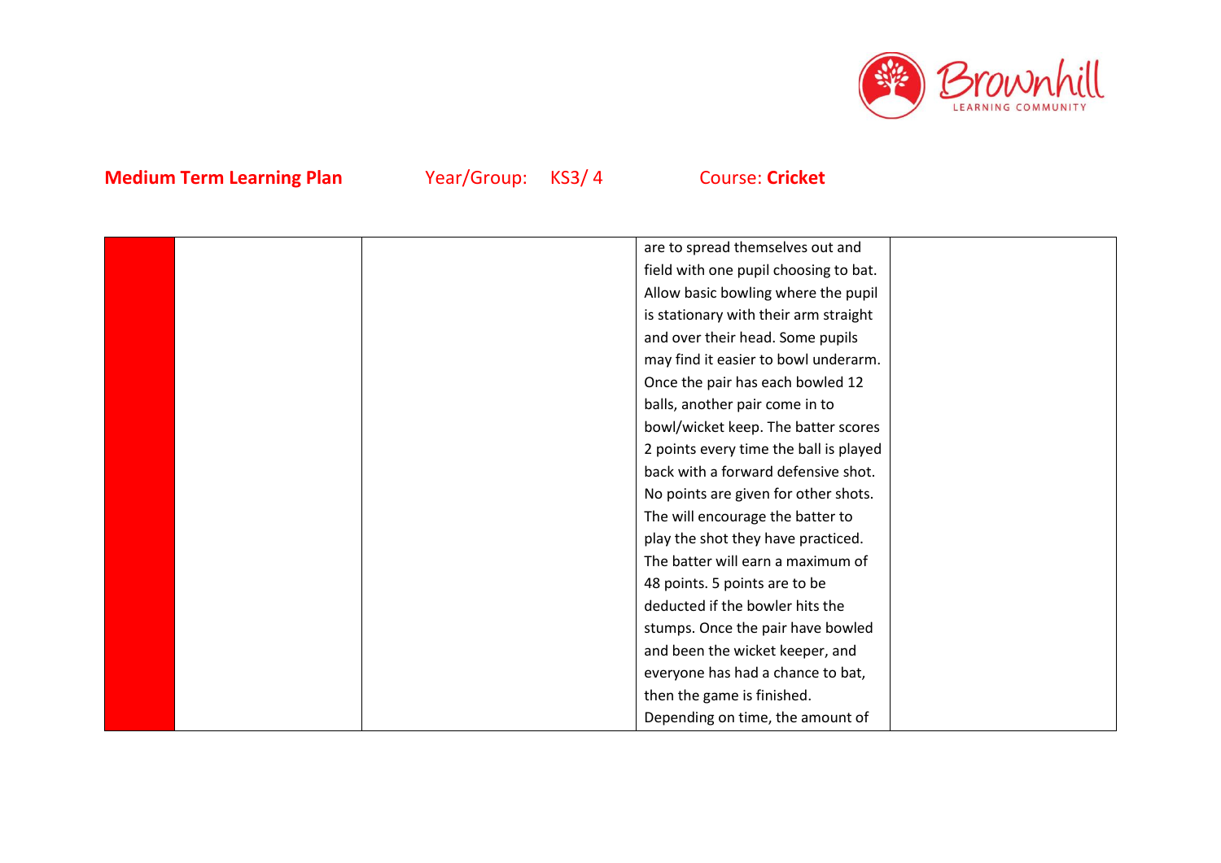**Medium Term Learning Plan** Year/Group: KS3/ 4 Course: **Cricket**

| | | | | |
|---|---|---|---|---|
| | | | are to spread themselves out and field with one pupil choosing to bat. Allow basic bowling where the pupil is stationary with their arm straight and over their head. Some pupils may find it easier to bowl underarm. Once the pair has each bowled 12 balls, another pair come in to bowl/wicket keep. The batter scores 2 points every time the ball is played back with a forward defensive shot. No points are given for other shots. The will encourage the batter to play the shot they have practiced. The batter will earn a maximum of 48 points. 5 points are to be deducted if the bowler hits the stumps. Once the pair have bowled and been the wicket keeper, and everyone has had a chance to bat, then the game is finished. Depending on time, the amount of | |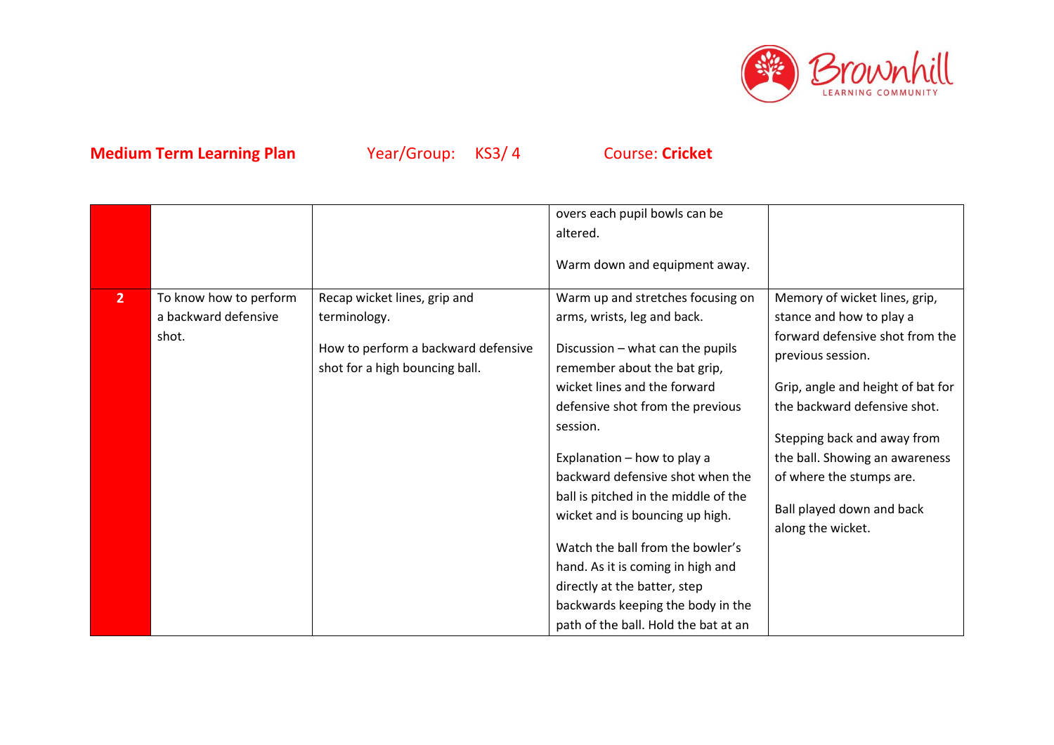**Medium Term Learning Plan** Year/Group: KS3/ 4 Course: **Cricket**

| | | | | |
|---|---|---|---|---|
| | | | overs each pupil bowls can be altered.<br><br>Warm down and equipment away. | |
| **2** | To know how to perform a backward defensive shot. | Recap wicket lines, grip and terminology.<br><br>How to perform a backward defensive shot for a high bouncing ball. | Warm up and stretches focusing on arms, wrists, leg and back.<br><br>Discussion – what can the pupils remember about the bat grip, wicket lines and the forward defensive shot from the previous session.<br><br>Explanation – how to play a backward defensive shot when the ball is pitched in the middle of the wicket and is bouncing up high.<br><br>Watch the ball from the bowler's hand. As it is coming in high and directly at the batter, step backwards keeping the body in the path of the ball. Hold the bat at an | Memory of wicket lines, grip, stance and how to play a forward defensive shot from the previous session.<br><br>Grip, angle and height of bat for the backward defensive shot.<br><br>Stepping back and away from the ball. Showing an awareness of where the stumps are.<br><br>Ball played down and back along the wicket. |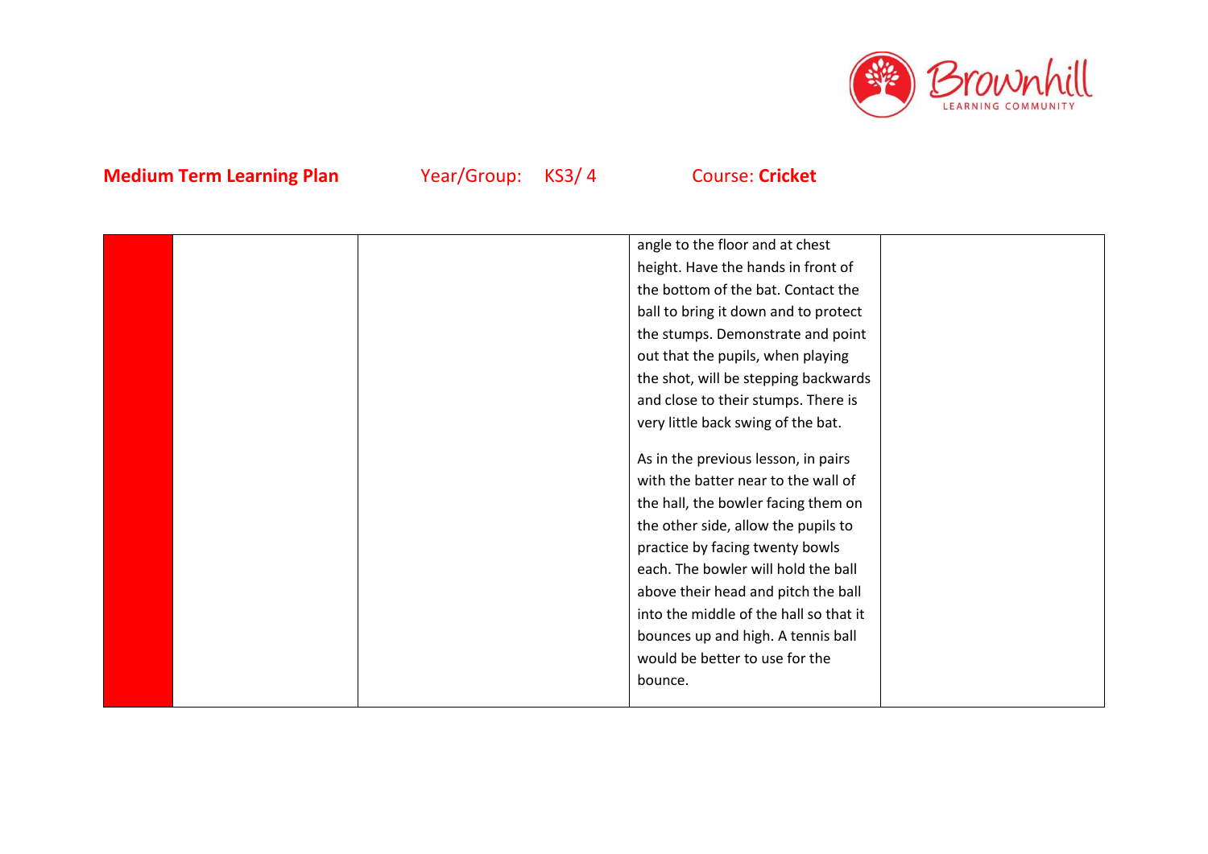**Medium Term Learning Plan** Year/Group: KS3/ 4 Course: **Cricket**

| | | | | |
|---|---|---|---|---|
| | | | angle to the floor and at chest height. Have the hands in front of the bottom of the bat. Contact the ball to bring it down and to protect the stumps. Demonstrate and point out that the pupils, when playing the shot, will be stepping backwards and close to their stumps. There is very little back swing of the bat.<br><br>As in the previous lesson, in pairs with the batter near to the wall of the hall, the bowler facing them on the other side, allow the pupils to practice by facing twenty bowls each. The bowler will hold the ball above their head and pitch the ball into the middle of the hall so that it bounces up and high. A tennis ball would be better to use for the bounce. | |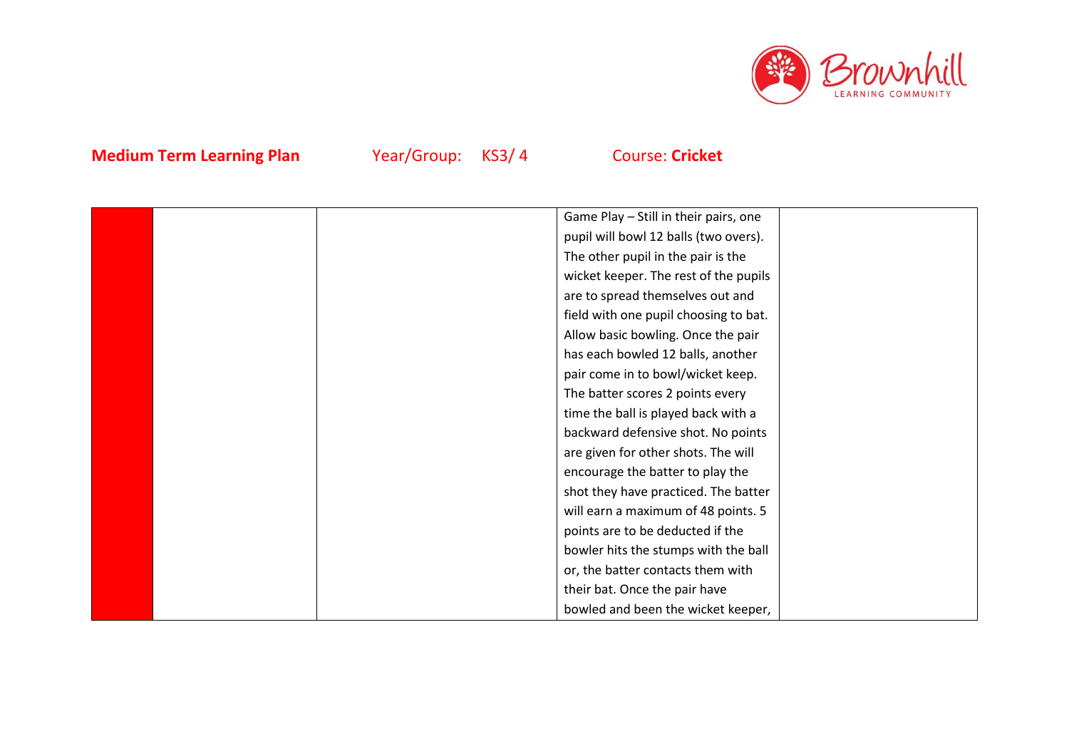**Medium Term Learning Plan** Year/Group: KS3/ 4 Course: **Cricket**

| | | | | |
|---|---|---|---|---|
| | | | Game Play – Still in their pairs, one pupil will bowl 12 balls (two overs). The other pupil in the pair is the wicket keeper. The rest of the pupils are to spread themselves out and field with one pupil choosing to bat. Allow basic bowling. Once the pair has each bowled 12 balls, another pair come in to bowl/wicket keep. The batter scores 2 points every time the ball is played back with a backward defensive shot. No points are given for other shots. The will encourage the batter to play the shot they have practiced. The batter will earn a maximum of 48 points. 5 points are to be deducted if the bowler hits the stumps with the ball or, the batter contacts them with their bat. Once the pair have bowled and been the wicket keeper, | |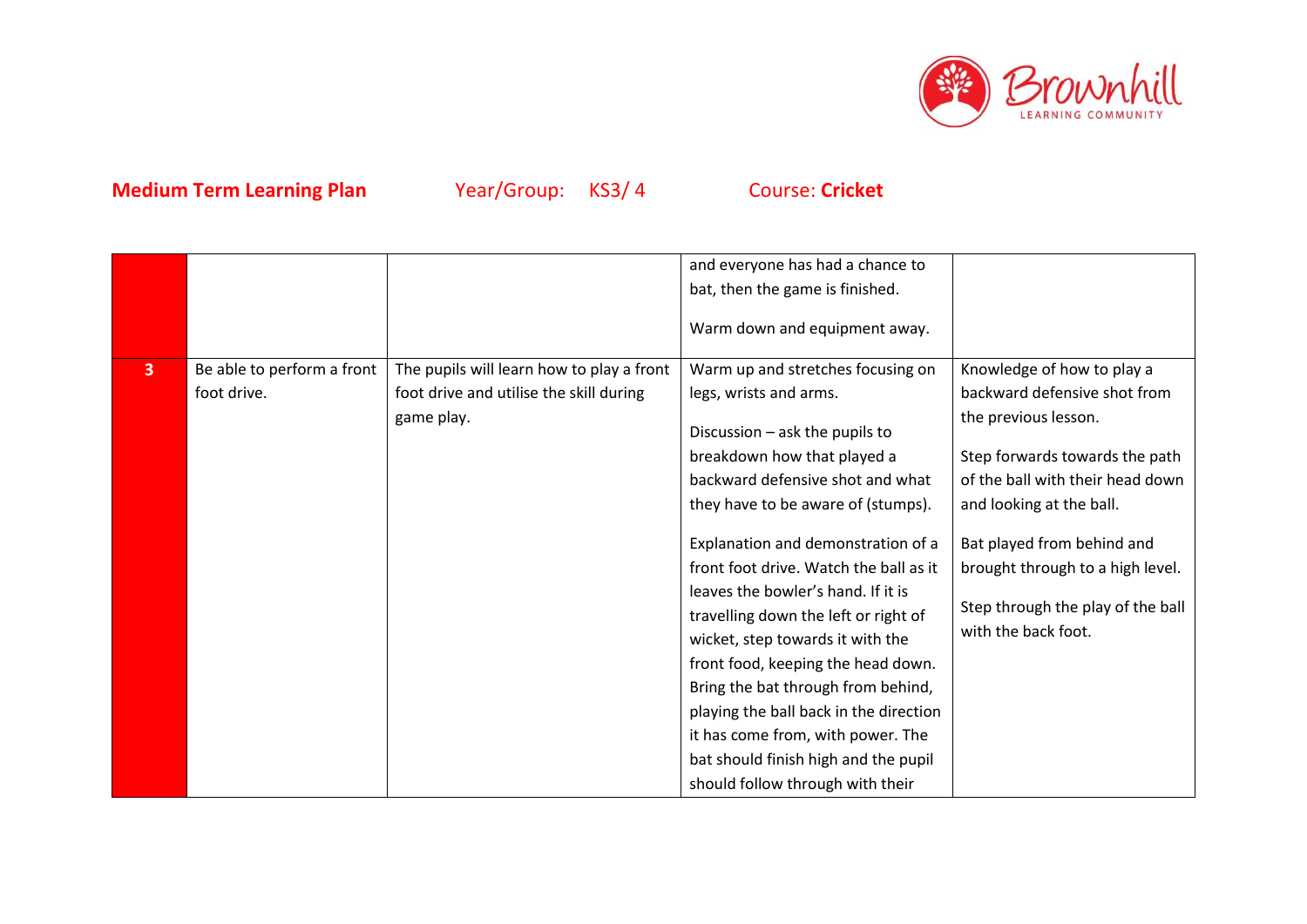**Medium Term Learning Plan** Year/Group: KS3/ 4 Course: **Cricket**

| | | | | |
|---|---|---|---|---|
| | | | and everyone has had a chance to bat, then the game is finished.<br><br>Warm down and equipment away. | |
| **3** | Be able to perform a front foot drive. | The pupils will learn how to play a front foot drive and utilise the skill during game play. | Warm up and stretches focusing on legs, wrists and arms.<br><br>Discussion – ask the pupils to breakdown how that played a backward defensive shot and what they have to be aware of (stumps).<br><br>Explanation and demonstration of a front foot drive. Watch the ball as it leaves the bowler's hand. If it is travelling down the left or right of wicket, step towards it with the front food, keeping the head down. Bring the bat through from behind, playing the ball back in the direction it has come from, with power. The bat should finish high and the pupil should follow through with their | Knowledge of how to play a backward defensive shot from the previous lesson.<br><br>Step forwards towards the path of the ball with their head down and looking at the ball.<br><br>Bat played from behind and brought through to a high level.<br><br>Step through the play of the ball with the back foot. |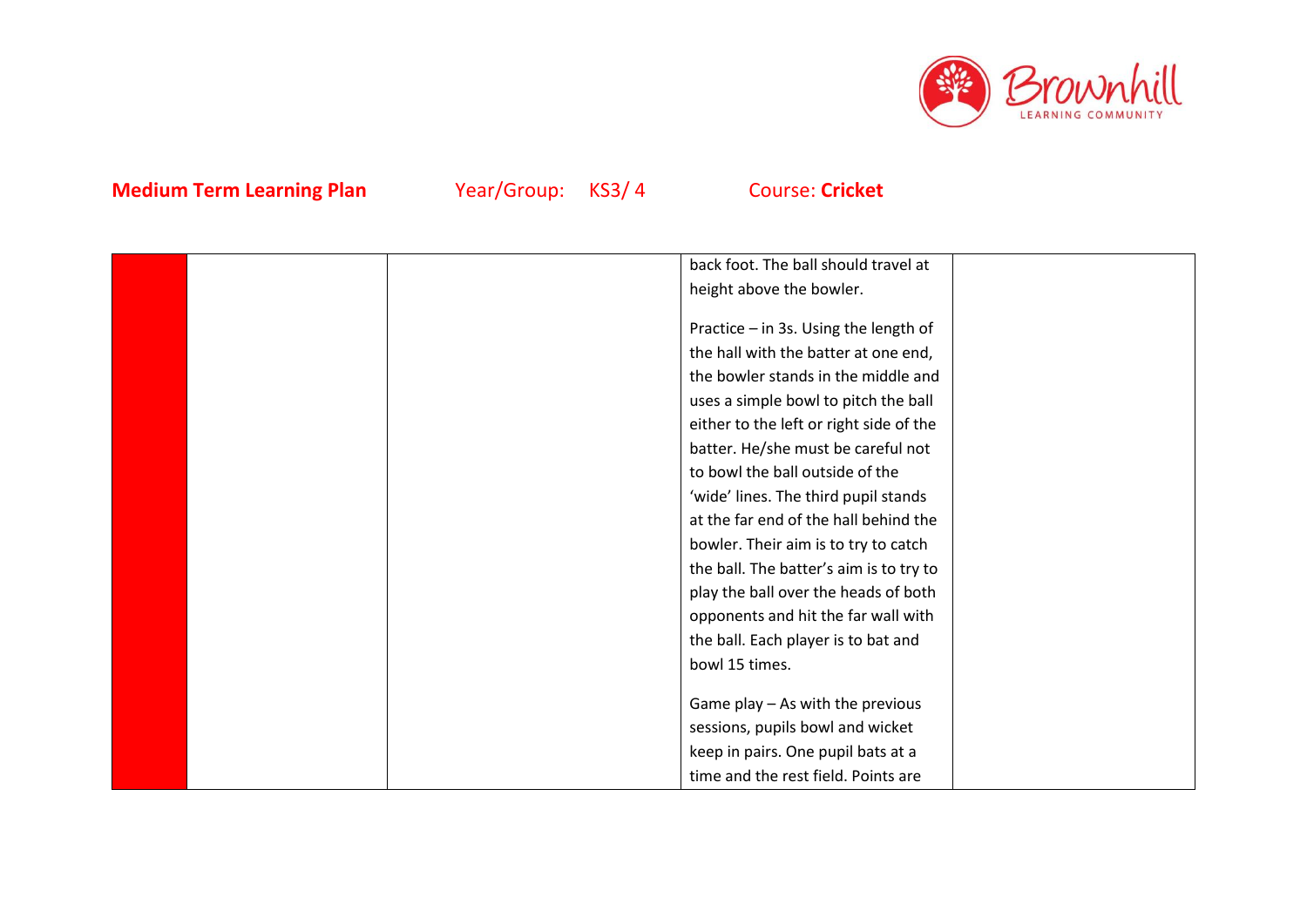**Medium Term Learning Plan** Year/Group: KS3/ 4 Course: **Cricket**

| | | | | |
|---|---|---|---|---|
| | | | back foot. The ball should travel at height above the bowler.<br><br>Practice – in 3s. Using the length of the hall with the batter at one end, the bowler stands in the middle and uses a simple bowl to pitch the ball either to the left or right side of the batter. He/she must be careful not to bowl the ball outside of the 'wide' lines. The third pupil stands at the far end of the hall behind the bowler. Their aim is to try to catch the ball. The batter's aim is to try to play the ball over the heads of both opponents and hit the far wall with the ball. Each player is to bat and bowl 15 times.<br><br>Game play – As with the previous sessions, pupils bowl and wicket keep in pairs. One pupil bats at a time and the rest field. Points are | |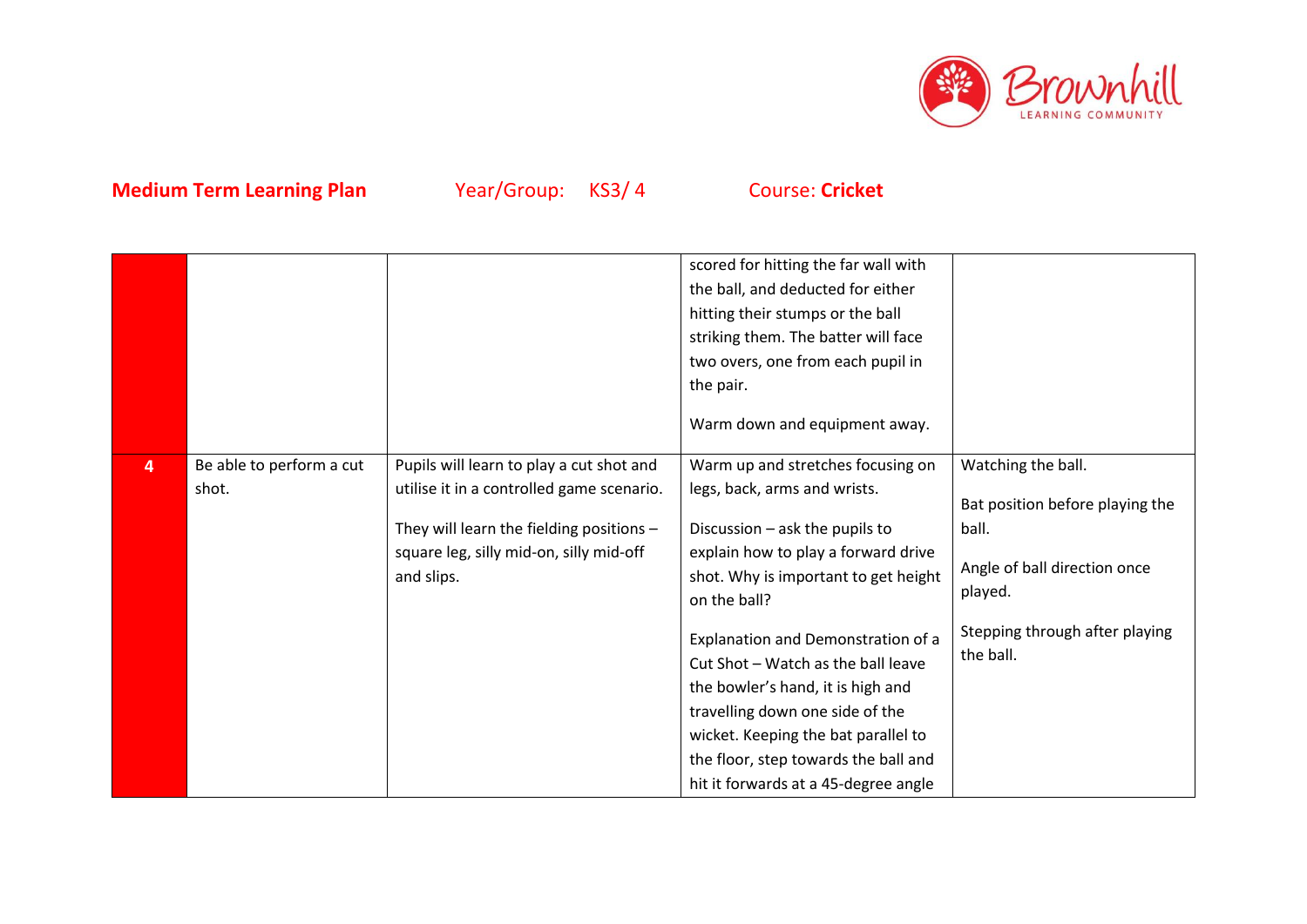**Medium Term Learning Plan** Year/Group: KS3/ 4 Course: **Cricket**

| | | | | |
|---|---|---|---|---|
| | | | scored for hitting the far wall with the ball, and deducted for either hitting their stumps or the ball striking them. The batter will face two overs, one from each pupil in the pair.<br><br>Warm down and equipment away. | |
| **4** | Be able to perform a cut shot. | Pupils will learn to play a cut shot and utilise it in a controlled game scenario.<br><br>They will learn the fielding positions – square leg, silly mid-on, silly mid-off and slips. | Warm up and stretches focusing on legs, back, arms and wrists.<br><br>Discussion – ask the pupils to explain how to play a forward drive shot. Why is important to get height on the ball?<br><br>Explanation and Demonstration of a Cut Shot – Watch as the ball leave the bowler's hand, it is high and travelling down one side of the wicket. Keeping the bat parallel to the floor, step towards the ball and hit it forwards at a 45-degree angle | Watching the ball.<br><br>Bat position before playing the ball.<br><br>Angle of ball direction once played.<br><br>Stepping through after playing the ball. |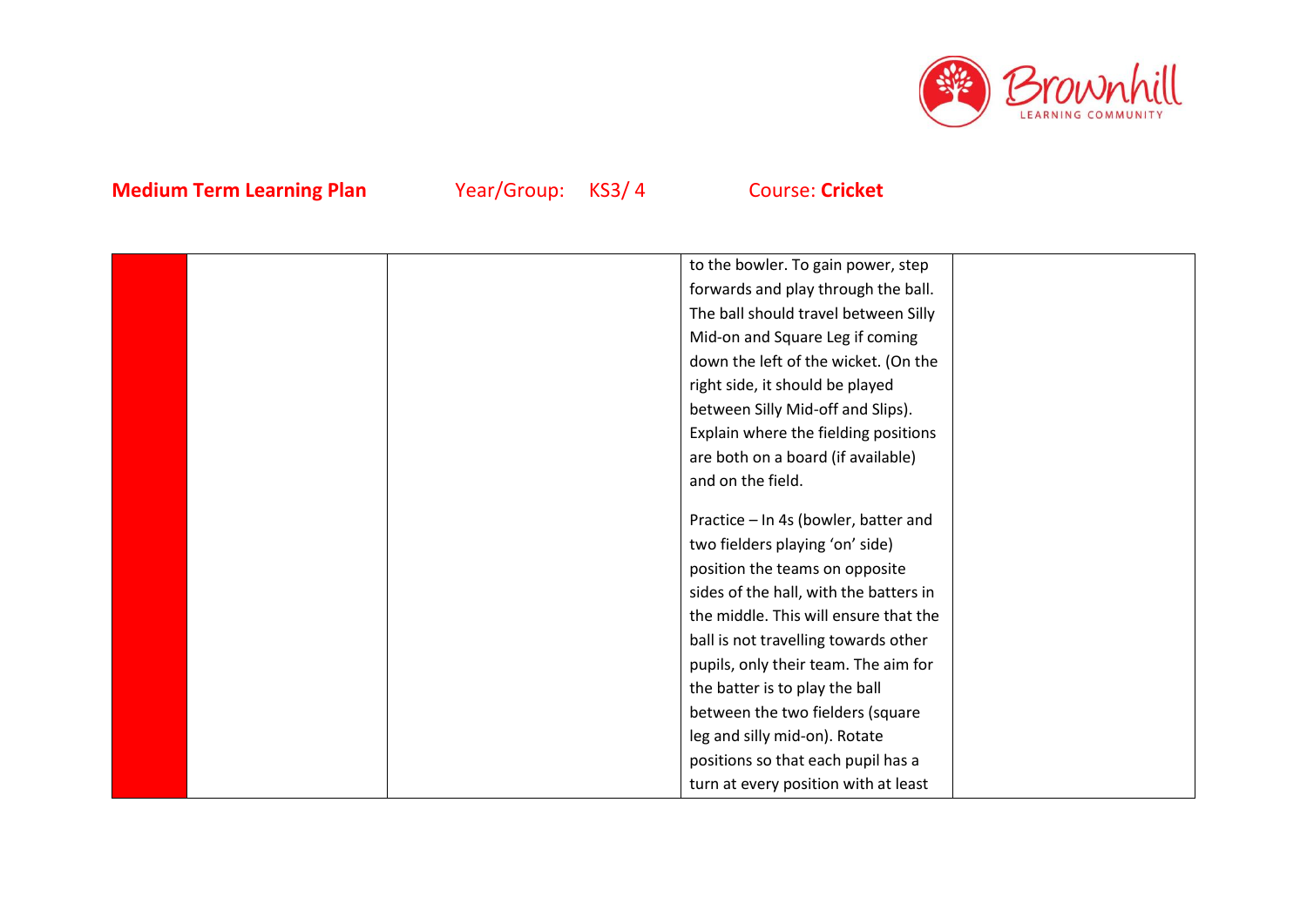**Medium Term Learning Plan** Year/Group: KS3/ 4 Course: **Cricket**

| | | | | |
|---|---|---|---|---|
| | | | to the bowler. To gain power, step forwards and play through the ball. The ball should travel between Silly Mid-on and Square Leg if coming down the left of the wicket. (On the right side, it should be played between Silly Mid-off and Slips). Explain where the fielding positions are both on a board (if available) and on the field.<br><br>Practice – In 4s (bowler, batter and two fielders playing 'on' side) position the teams on opposite sides of the hall, with the batters in the middle. This will ensure that the ball is not travelling towards other pupils, only their team. The aim for the batter is to play the ball between the two fielders (square leg and silly mid-on). Rotate positions so that each pupil has a turn at every position with at least | |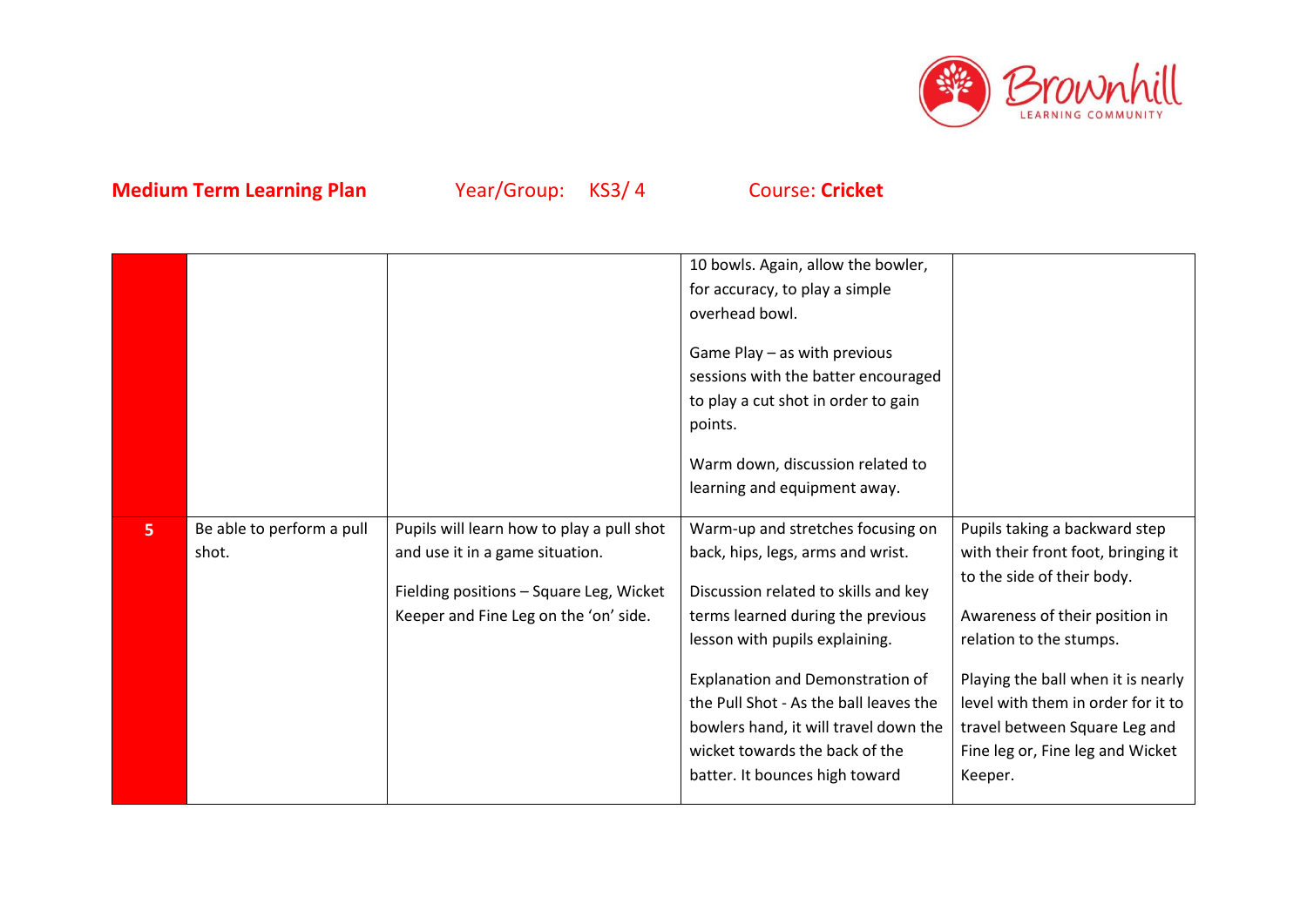**Medium Term Learning Plan** Year/Group: KS3/ 4 Course: **Cricket**

| | | | | |
|---|---|---|---|---|
| | | | 10 bowls. Again, allow the bowler, for accuracy, to play a simple overhead bowl.<br><br>Game Play – as with previous sessions with the batter encouraged to play a cut shot in order to gain points.<br><br>Warm down, discussion related to learning and equipment away. | |
| **5** | Be able to perform a pull shot. | Pupils will learn how to play a pull shot and use it in a game situation.<br><br>Fielding positions – Square Leg, Wicket Keeper and Fine Leg on the 'on' side. | Warm-up and stretches focusing on back, hips, legs, arms and wrist.<br><br>Discussion related to skills and key terms learned during the previous lesson with pupils explaining.<br><br>Explanation and Demonstration of the Pull Shot - As the ball leaves the bowlers hand, it will travel down the wicket towards the back of the batter. It bounces high toward | Pupils taking a backward step with their front foot, bringing it to the side of their body.<br><br>Awareness of their position in relation to the stumps.<br><br>Playing the ball when it is nearly level with them in order for it to travel between Square Leg and Fine leg or, Fine leg and Wicket Keeper. |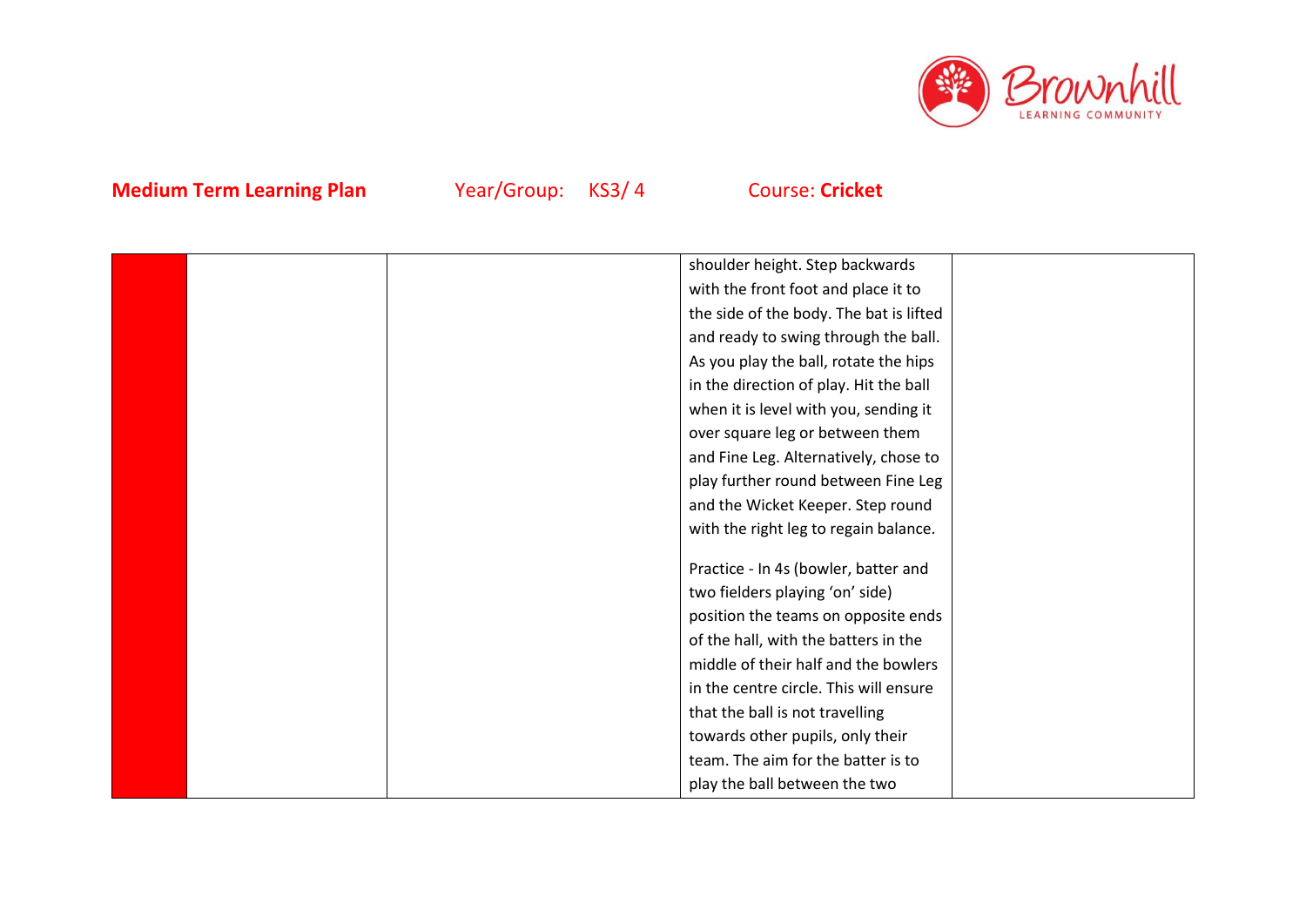**Medium Term Learning Plan** Year/Group: KS3/ 4 Course: **Cricket**

| | | | | |
|---|---|---|---|---|
| | | | shoulder height. Step backwards with the front foot and place it to the side of the body. The bat is lifted and ready to swing through the ball. As you play the ball, rotate the hips in the direction of play. Hit the ball when it is level with you, sending it over square leg or between them and Fine Leg. Alternatively, chose to play further round between Fine Leg and the Wicket Keeper. Step round with the right leg to regain balance.<br><br>Practice - In 4s (bowler, batter and two fielders playing 'on' side) position the teams on opposite ends of the hall, with the batters in the middle of their half and the bowlers in the centre circle. This will ensure that the ball is not travelling towards other pupils, only their team. The aim for the batter is to play the ball between the two | |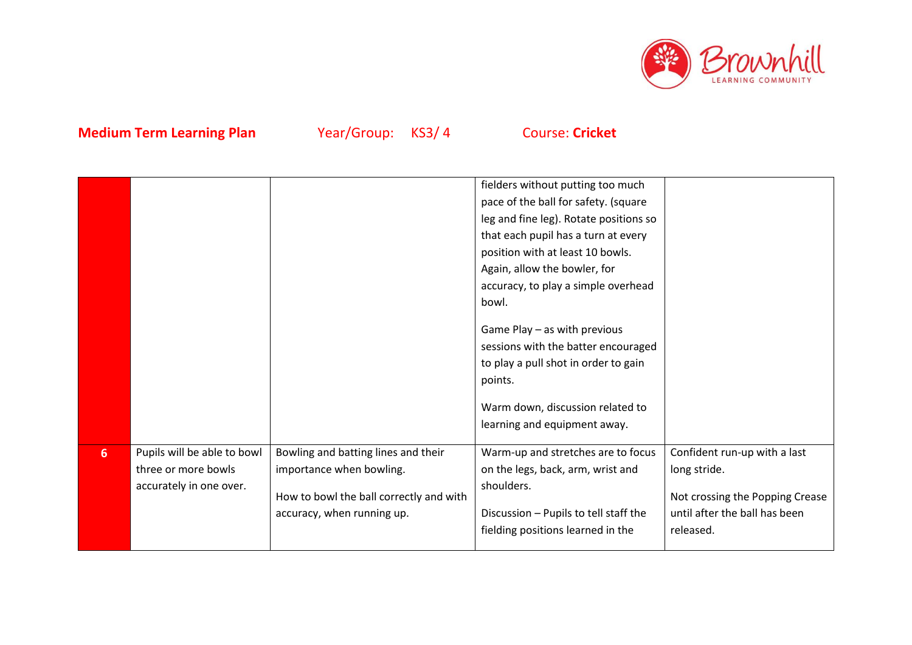**Medium Term Learning Plan** Year/Group: KS3/ 4 Course: **Cricket**

| | | | | |
|---|---|---|---|---|
| | | | fielders without putting too much pace of the ball for safety. (square leg and fine leg). Rotate positions so that each pupil has a turn at every position with at least 10 bowls. Again, allow the bowler, for accuracy, to play a simple overhead bowl.<br><br>Game Play – as with previous sessions with the batter encouraged to play a pull shot in order to gain points.<br><br>Warm down, discussion related to learning and equipment away. | |
| **6** | Pupils will be able to bowl three or more bowls accurately in one over. | Bowling and batting lines and their importance when bowling.<br><br>How to bowl the ball correctly and with accuracy, when running up. | Warm-up and stretches are to focus on the legs, back, arm, wrist and shoulders.<br><br>Discussion – Pupils to tell staff the fielding positions learned in the | Confident run-up with a last long stride.<br><br>Not crossing the Popping Crease until after the ball has been released. |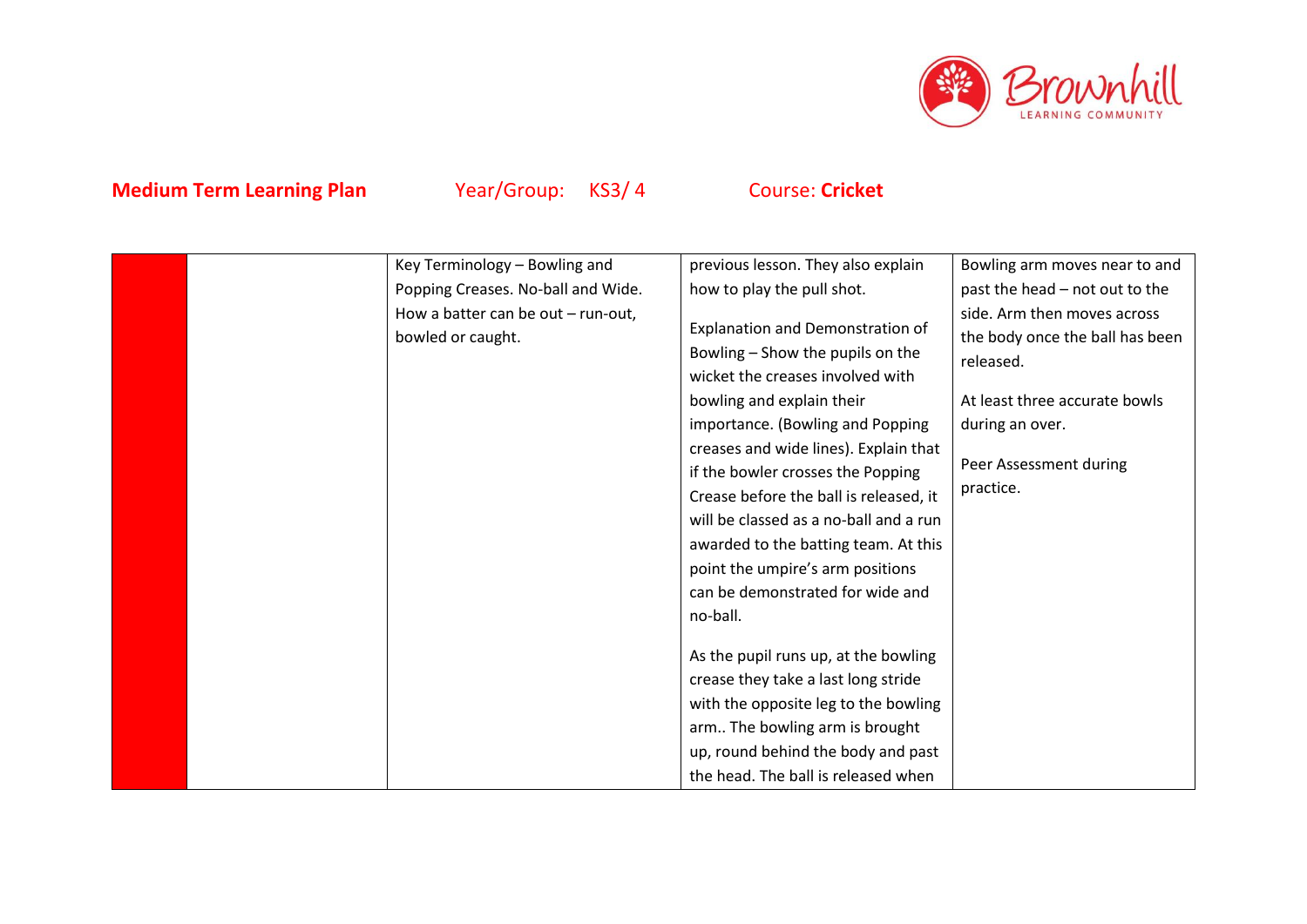**Medium Term Learning Plan** Year/Group: KS3/ 4 Course: **Cricket**

| | | | | |
|---|---|---|---|---|
| | | Key Terminology – Bowling and Popping Creases. No-ball and Wide. How a batter can be out – run-out, bowled or caught. | previous lesson. They also explain how to play the pull shot.<br><br>Explanation and Demonstration of Bowling – Show the pupils on the wicket the creases involved with bowling and explain their importance. (Bowling and Popping creases and wide lines). Explain that if the bowler crosses the Popping Crease before the ball is released, it will be classed as a no-ball and a run awarded to the batting team. At this point the umpire's arm positions can be demonstrated for wide and no-ball.<br><br>As the pupil runs up, at the bowling crease they take a last long stride with the opposite leg to the bowling arm.. The bowling arm is brought up, round behind the body and past the head. The ball is released when | Bowling arm moves near to and past the head – not out to the side. Arm then moves across the body once the ball has been released.<br><br>At least three accurate bowls during an over.<br><br>Peer Assessment during practice. |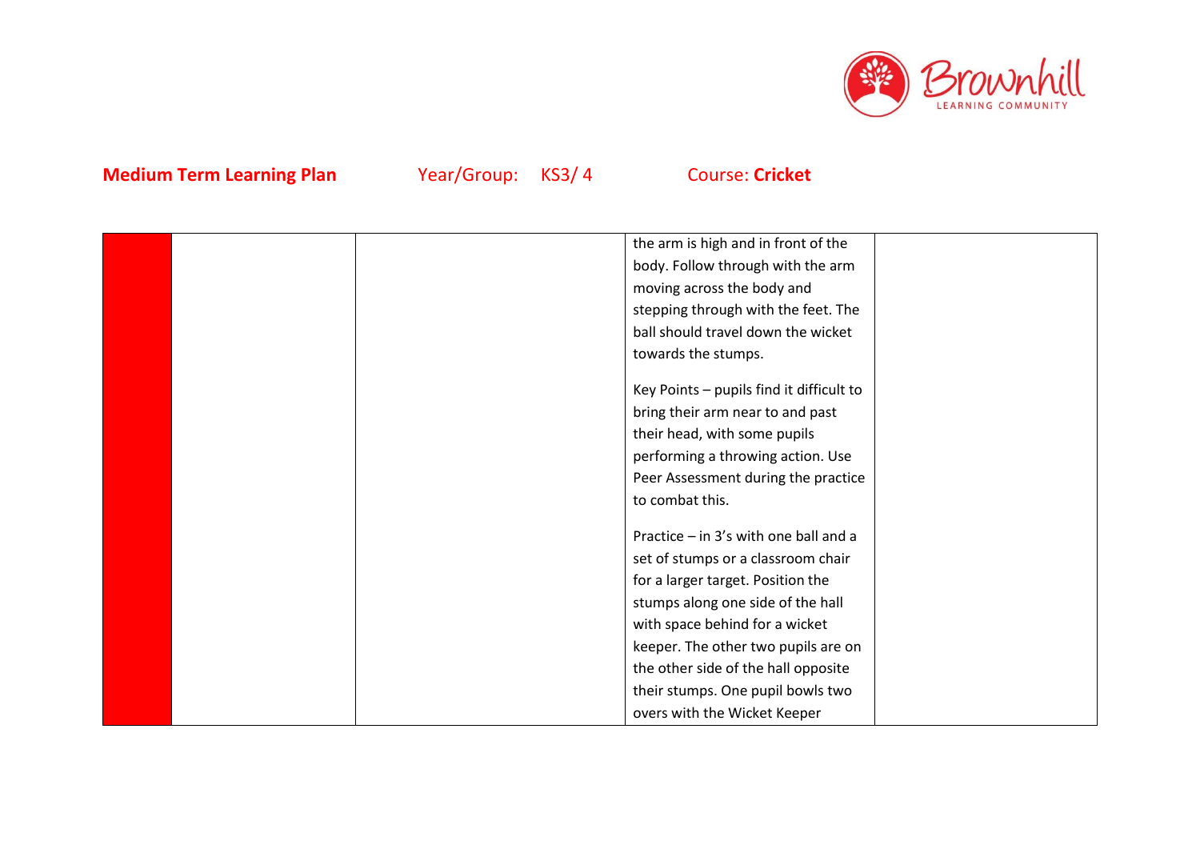**Medium Term Learning Plan** Year/Group: KS3/ 4 Course: **Cricket**

| | | | | |
|---|---|---|---|---|
| | | | the arm is high and in front of the body. Follow through with the arm moving across the body and stepping through with the feet. The ball should travel down the wicket towards the stumps.<br><br>Key Points – pupils find it difficult to bring their arm near to and past their head, with some pupils performing a throwing action. Use Peer Assessment during the practice to combat this.<br><br>Practice – in 3's with one ball and a set of stumps or a classroom chair for a larger target. Position the stumps along one side of the hall with space behind for a wicket keeper. The other two pupils are on the other side of the hall opposite their stumps. One pupil bowls two overs with the Wicket Keeper | |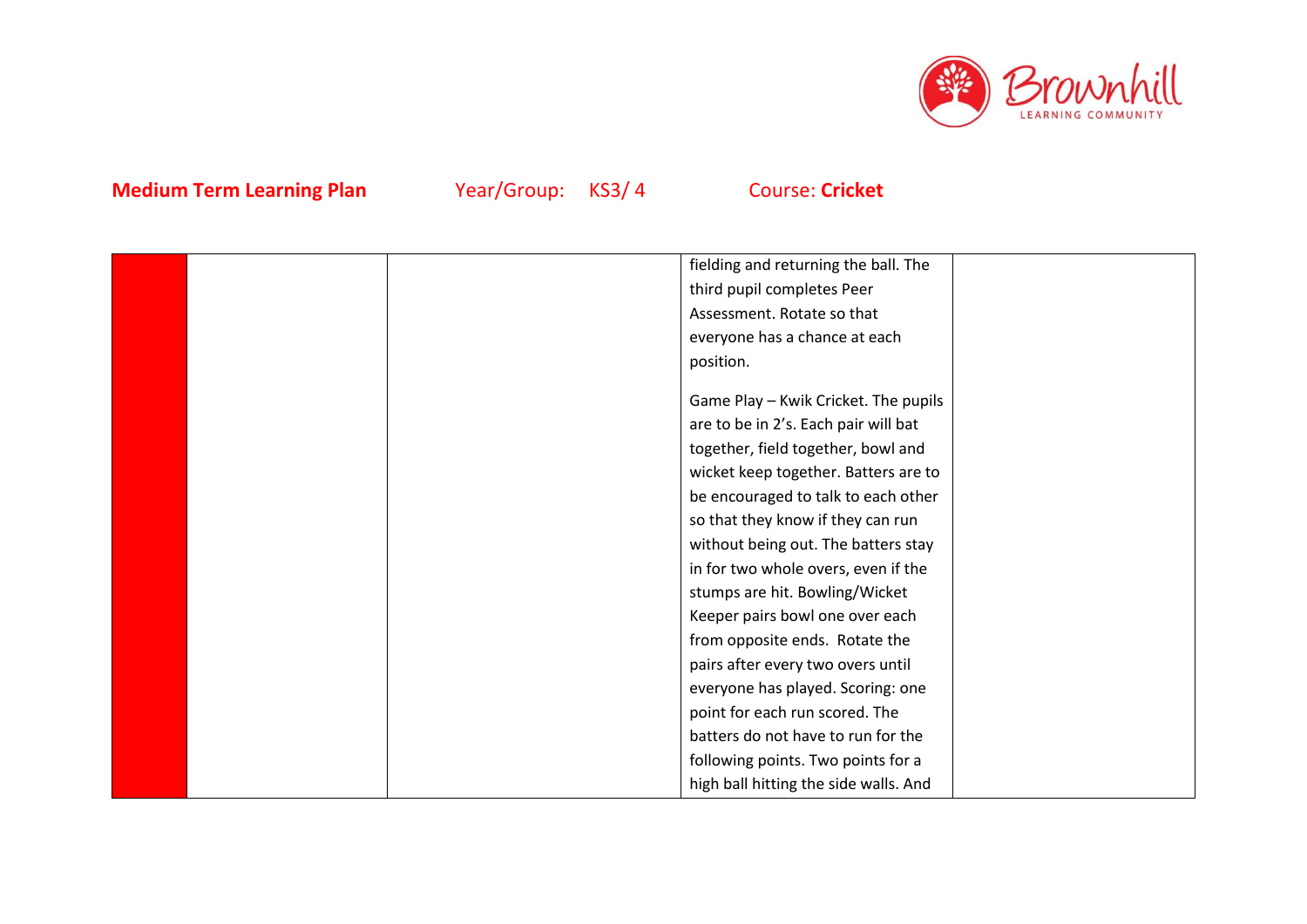**Medium Term Learning Plan** Year/Group: KS3/ 4 Course: **Cricket**

| | | | | |
|---|---|---|---|---|
| | | | fielding and returning the ball. The third pupil completes Peer Assessment. Rotate so that everyone has a chance at each position.<br><br>Game Play – Kwik Cricket. The pupils are to be in 2's. Each pair will bat together, field together, bowl and wicket keep together. Batters are to be encouraged to talk to each other so that they know if they can run without being out. The batters stay in for two whole overs, even if the stumps are hit. Bowling/Wicket Keeper pairs bowl one over each from opposite ends. Rotate the pairs after every two overs until everyone has played. Scoring: one point for each run scored. The batters do not have to run for the following points. Two points for a high ball hitting the side walls. And | |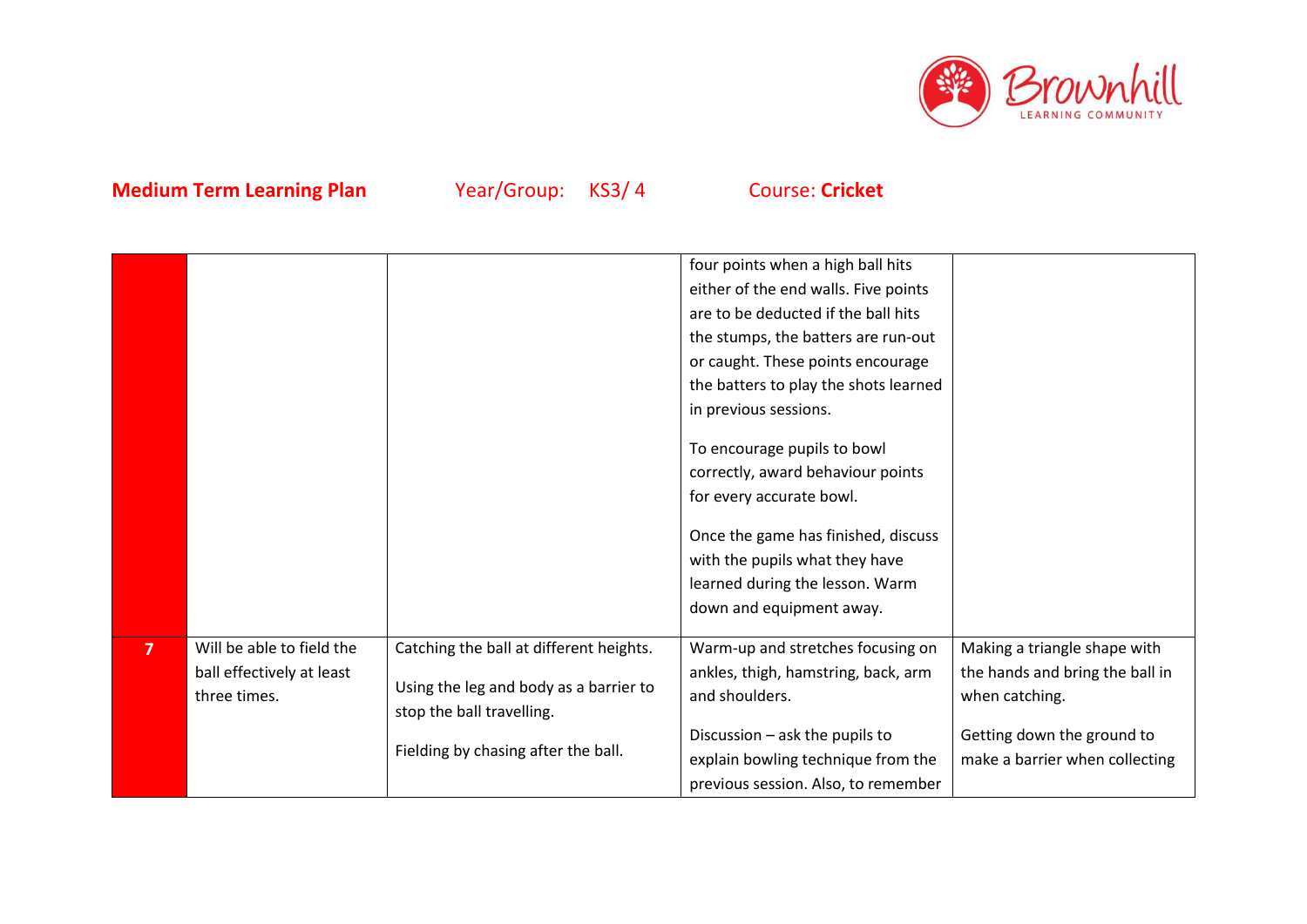**Medium Term Learning Plan** Year/Group: KS3/ 4 Course: **Cricket**

| | | | | |
|---|---|---|---|---|
| | | | four points when a high ball hits either of the end walls. Five points are to be deducted if the ball hits the stumps, the batters are run-out or caught. These points encourage the batters to play the shots learned in previous sessions.<br><br>To encourage pupils to bowl correctly, award behaviour points for every accurate bowl.<br><br>Once the game has finished, discuss with the pupils what they have learned during the lesson. Warm down and equipment away. | |
| **7** | Will be able to field the ball effectively at least three times. | Catching the ball at different heights.<br><br>Using the leg and body as a barrier to stop the ball travelling.<br><br>Fielding by chasing after the ball. | Warm-up and stretches focusing on ankles, thigh, hamstring, back, arm and shoulders.<br><br>Discussion – ask the pupils to explain bowling technique from the previous session. Also, to remember | Making a triangle shape with the hands and bring the ball in when catching.<br><br>Getting down the ground to make a barrier when collecting |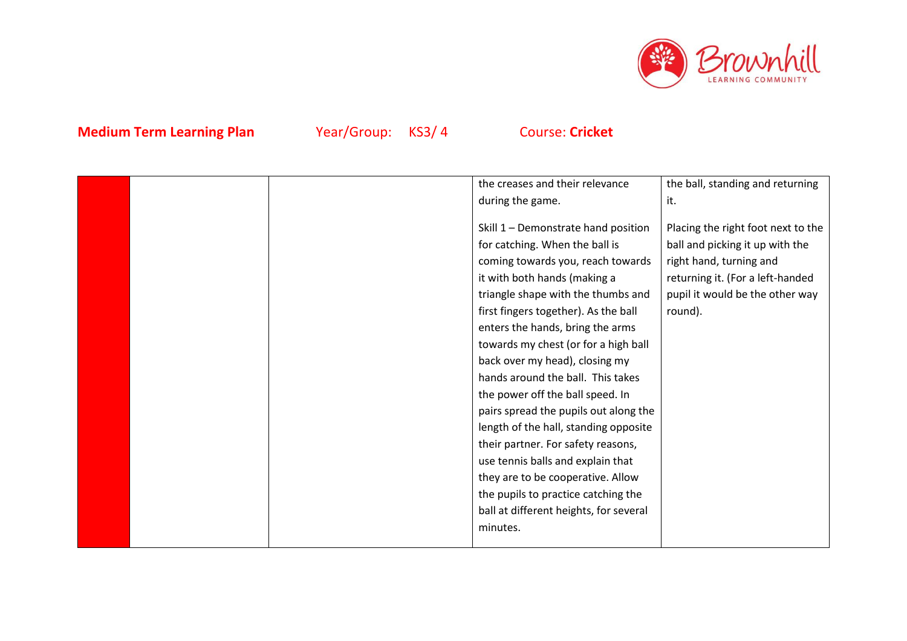**Medium Term Learning Plan** Year/Group: KS3/ 4 Course: **Cricket**

| | | | | |
|---|---|---|---|---|
| | | | the creases and their relevance during the game.<br><br>Skill 1 – Demonstrate hand position for catching. When the ball is coming towards you, reach towards it with both hands (making a triangle shape with the thumbs and first fingers together). As the ball enters the hands, bring the arms towards my chest (or for a high ball back over my head), closing my hands around the ball. This takes the power off the ball speed. In pairs spread the pupils out along the length of the hall, standing opposite their partner. For safety reasons, use tennis balls and explain that they are to be cooperative. Allow the pupils to practice catching the ball at different heights, for several minutes. | the ball, standing and returning it.<br><br>Placing the right foot next to the ball and picking it up with the right hand, turning and returning it. (For a left-handed pupil it would be the other way round). |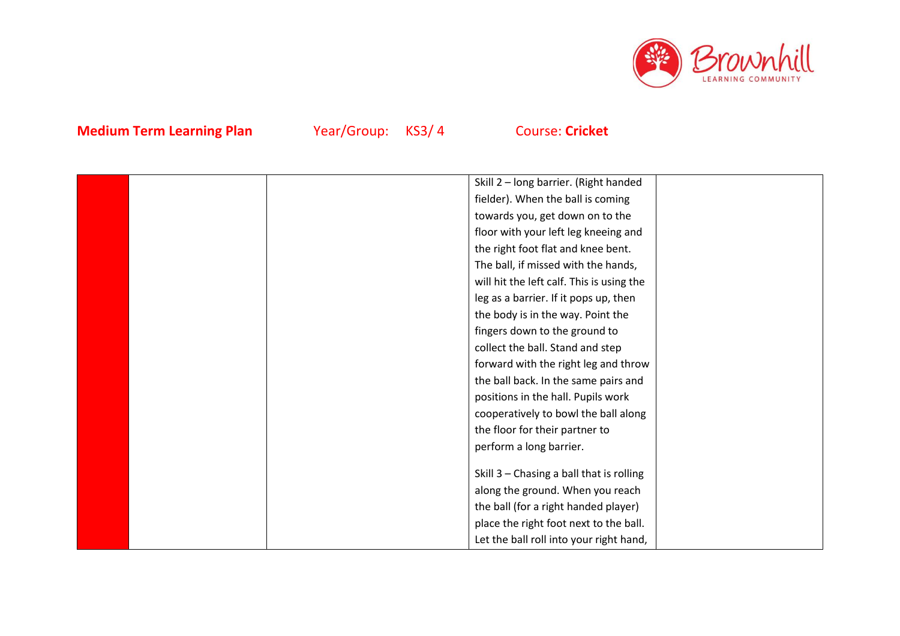**Medium Term Learning Plan** Year/Group: KS3/ 4 Course: **Cricket**

| | | | | |
|---|---|---|---|---|
| | | | Skill 2 – long barrier. (Right handed fielder). When the ball is coming towards you, get down on to the floor with your left leg kneeing and the right foot flat and knee bent. The ball, if missed with the hands, will hit the left calf. This is using the leg as a barrier. If it pops up, then the body is in the way. Point the fingers down to the ground to collect the ball. Stand and step forward with the right leg and throw the ball back. In the same pairs and positions in the hall. Pupils work cooperatively to bowl the ball along the floor for their partner to perform a long barrier.<br><br>Skill 3 – Chasing a ball that is rolling along the ground. When you reach the ball (for a right handed player) place the right foot next to the ball. Let the ball roll into your right hand, | |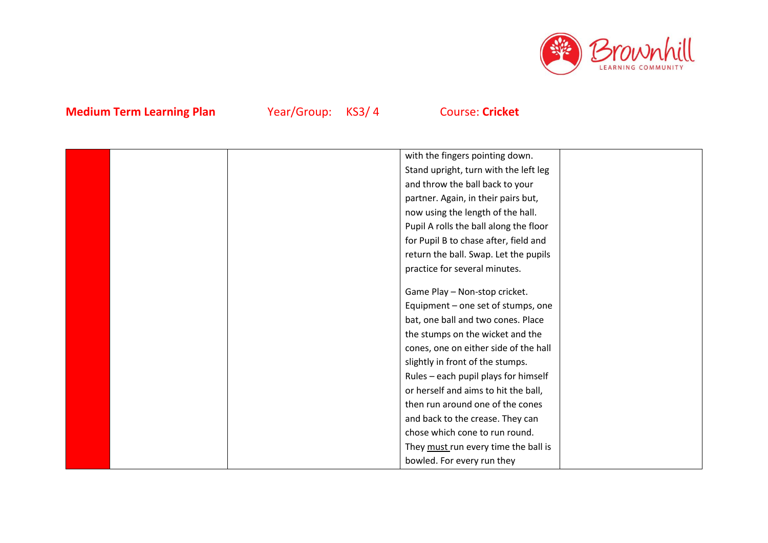**Medium Term Learning Plan** Year/Group: KS3/ 4 Course: **Cricket**

| | | | | |
|---|---|---|---|---|
| | | | with the fingers pointing down. Stand upright, turn with the left leg and throw the ball back to your partner. Again, in their pairs but, now using the length of the hall. Pupil A rolls the ball along the floor for Pupil B to chase after, field and return the ball. Swap. Let the pupils practice for several minutes.<br><br>Game Play – Non-stop cricket. Equipment – one set of stumps, one bat, one ball and two cones. Place the stumps on the wicket and the cones, one on either side of the hall slightly in front of the stumps. Rules – each pupil plays for himself or herself and aims to hit the ball, then run around one of the cones and back to the crease. They can chose which cone to run round. They <u>must</u> run every time the ball is bowled. For every run they | |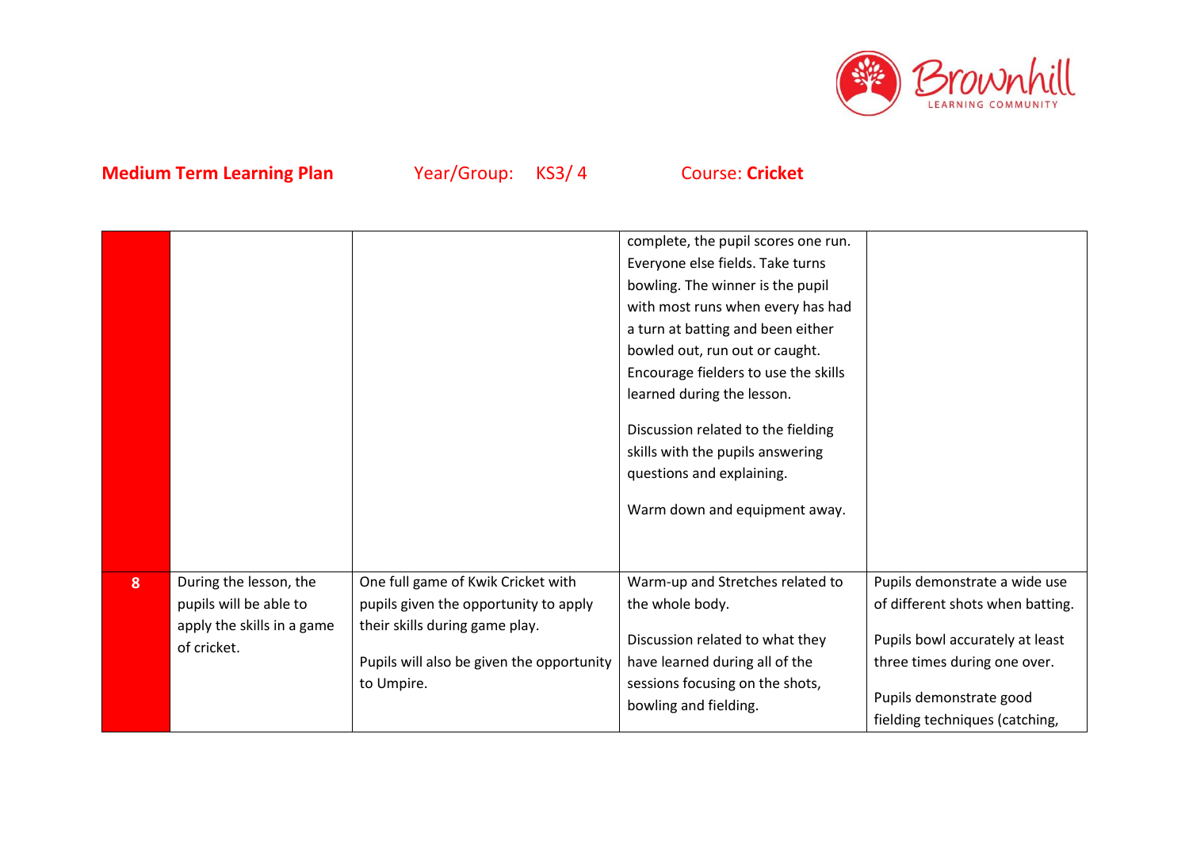**Medium Term Learning Plan** Year/Group: KS3/ 4 Course: **Cricket**

| | | | | |
|---|---|---|---|---|
| | | | complete, the pupil scores one run. Everyone else fields. Take turns bowling. The winner is the pupil with most runs when every has had a turn at batting and been either bowled out, run out or caught. Encourage fielders to use the skills learned during the lesson.<br><br>Discussion related to the fielding skills with the pupils answering questions and explaining.<br><br>Warm down and equipment away. | |
| **8** | During the lesson, the pupils will be able to apply the skills in a game of cricket. | One full game of Kwik Cricket with pupils given the opportunity to apply their skills during game play.<br><br>Pupils will also be given the opportunity to Umpire. | Warm-up and Stretches related to the whole body.<br><br>Discussion related to what they have learned during all of the sessions focusing on the shots, bowling and fielding. | Pupils demonstrate a wide use of different shots when batting.<br><br>Pupils bowl accurately at least three times during one over.<br><br>Pupils demonstrate good fielding techniques (catching, |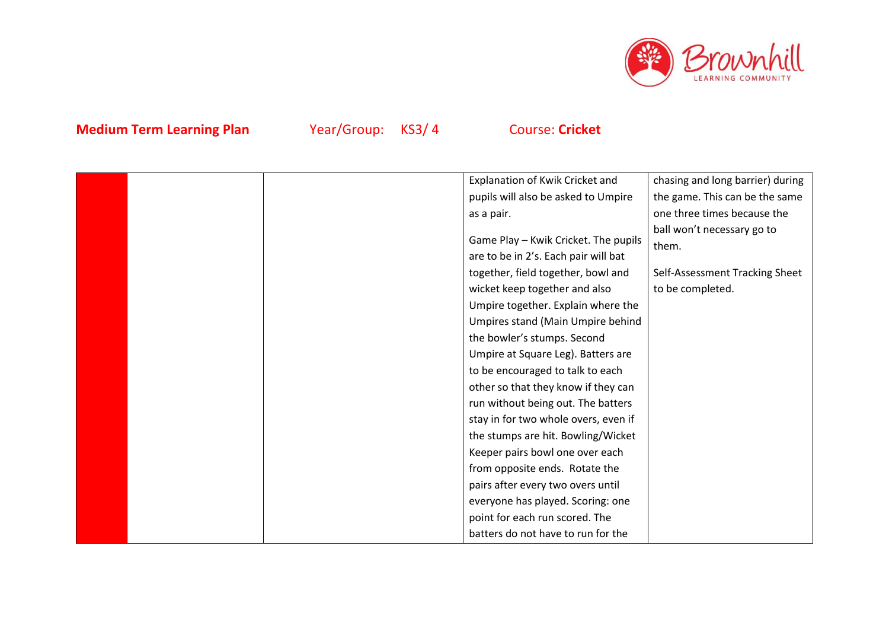**Medium Term Learning Plan** Year/Group: KS3/ 4 Course: **Cricket**

| | | | | |
|---|---|---|---|---|
| | | | Explanation of Kwik Cricket and pupils will also be asked to Umpire as a pair.<br><br>Game Play – Kwik Cricket. The pupils are to be in 2's. Each pair will bat together, field together, bowl and wicket keep together and also Umpire together. Explain where the Umpires stand (Main Umpire behind the bowler's stumps. Second Umpire at Square Leg). Batters are to be encouraged to talk to each other so that they know if they can run without being out. The batters stay in for two whole overs, even if the stumps are hit. Bowling/Wicket Keeper pairs bowl one over each from opposite ends. Rotate the pairs after every two overs until everyone has played. Scoring: one point for each run scored. The batters do not have to run for the | chasing and long barrier) during the game. This can be the same one three times because the ball won't necessary go to them.<br><br>Self-Assessment Tracking Sheet to be completed. |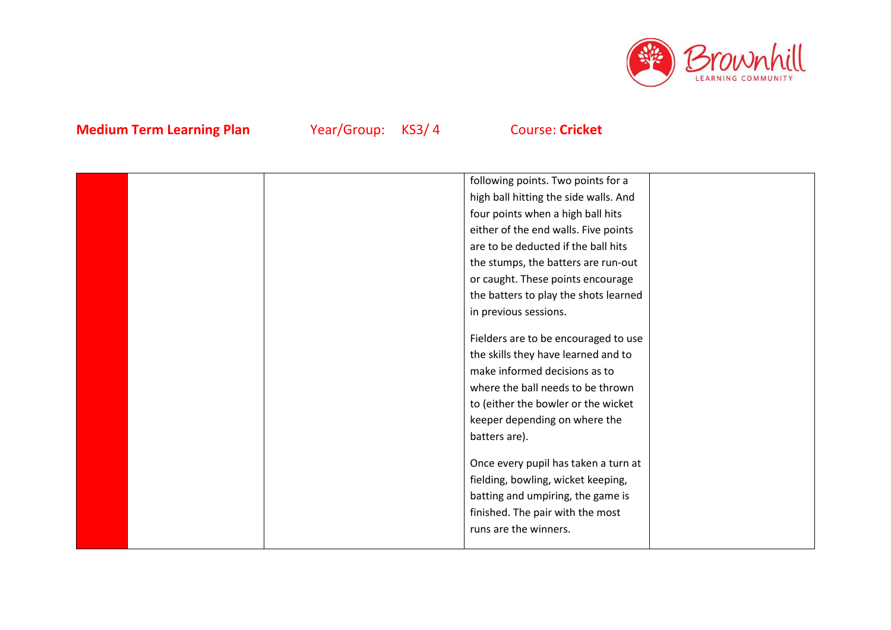**Medium Term Learning Plan** Year/Group: KS3/ 4 Course: **Cricket**

| | | | | |
|---|---|---|---|---|
| | | | following points. Two points for a high ball hitting the side walls. And four points when a high ball hits either of the end walls. Five points are to be deducted if the ball hits the stumps, the batters are run-out or caught. These points encourage the batters to play the shots learned in previous sessions.<br><br>Fielders are to be encouraged to use the skills they have learned and to make informed decisions as to where the ball needs to be thrown to (either the bowler or the wicket keeper depending on where the batters are).<br><br>Once every pupil has taken a turn at fielding, bowling, wicket keeping, batting and umpiring, the game is finished. The pair with the most runs are the winners. | |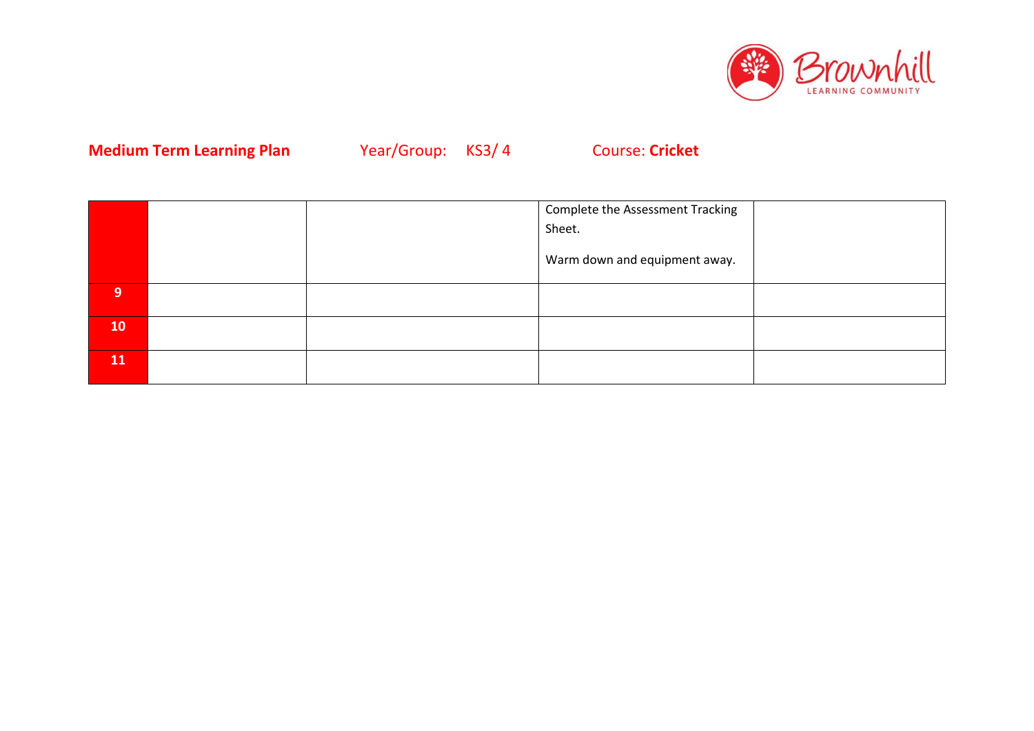**Medium Term Learning Plan** Year/Group: KS3/ 4 Course: **Cricket**

| | | | | |
|---|---|---|---|---|
| | | | Complete the Assessment Tracking Sheet.<br><br>Warm down and equipment away. | |
| **9** | | | | |
| **10** | | | | |
| **11** | | | | |